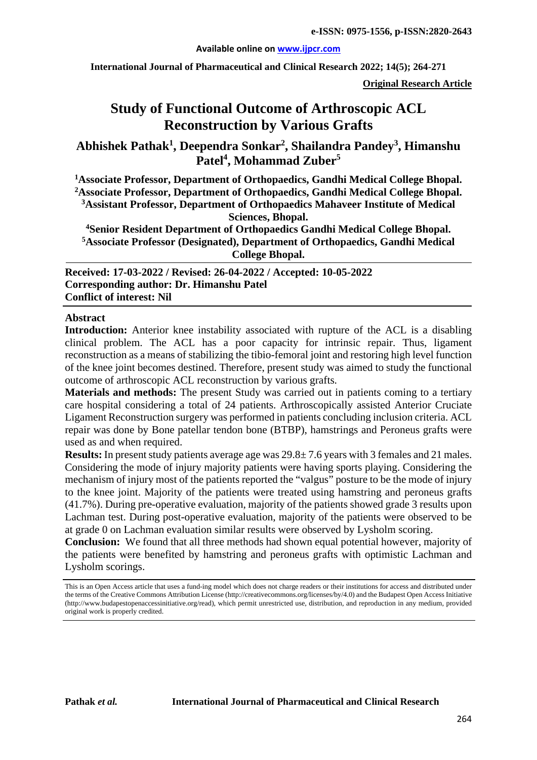# Study of Functional Outcome of Arthroscopic ACL Reconstruction by Various Grafts

**Abhishek Pathak[1], Deependra Sonkar[2], Shailandra Pandey[3], Himanshu Patel[4], Mohammad Zuber[5]**

[1]Associate Professor, Department of Orthopaedics, Gandhi Medical College Bhopal.
[2]Associate Professor, Department of Orthopaedics, Gandhi Medical College Bhopal.
[3]Assistant Professor, Department of Orthopaedics Mahaveer Institute of Medical Sciences, Bhopal.
[4]Senior Resident Department of Orthopaedics Gandhi Medical College Bhopal.
[5]Associate Professor (Designated), Department of Orthopaedics, Gandhi Medical College Bhopal.

**Received: 17-03-2022 / Revised: 26-04-2022 / Accepted: 10-05-2022**
**Corresponding author: Dr. Himanshu Patel**
**Conflict of interest: Nil**

## Abstract

**Introduction:** Anterior knee instability associated with rupture of the ACL is a disabling clinical problem. The ACL has a poor capacity for intrinsic repair. Thus, ligament reconstruction as a means of stabilizing the tibio-femoral joint and restoring high level function of the knee joint becomes destined. Therefore, present study was aimed to study the functional outcome of arthroscopic ACL reconstruction by various grafts.

**Materials and methods:** The present Study was carried out in patients coming to a tertiary care hospital considering a total of 24 patients. Arthroscopically assisted Anterior Cruciate Ligament Reconstruction surgery was performed in patients concluding inclusion criteria. ACL repair was done by Bone patellar tendon bone (BTBP), hamstrings and Peroneus grafts were used as and when required.

**Results:** In present study patients average age was 29.8± 7.6 years with 3 females and 21 males. Considering the mode of injury majority patients were having sports playing. Considering the mechanism of injury most of the patients reported the "valgus" posture to be the mode of injury to the knee joint. Majority of the patients were treated using hamstring and peroneus grafts (41.7%). During pre-operative evaluation, majority of the patients showed grade 3 results upon Lachman test. During post-operative evaluation, majority of the patients were observed to be at grade 0 on Lachman evaluation similar results were observed by Lysholm scoring.

**Conclusion:** We found that all three methods had shown equal potential however, majority of the patients were benefited by hamstring and peroneus grafts with optimistic Lachman and Lysholm scorings.

This is an Open Access article that uses a fund-ing model which does not charge readers or their institutions for access and distributed under the terms of the Creative Commons Attribution License (http://creativecommons.org/licenses/by/4.0) and the Budapest Open Access Initiative (http://www.budapestopenaccessinitiative.org/read), which permit unrestricted use, distribution, and reproduction in any medium, provided original work is properly credited.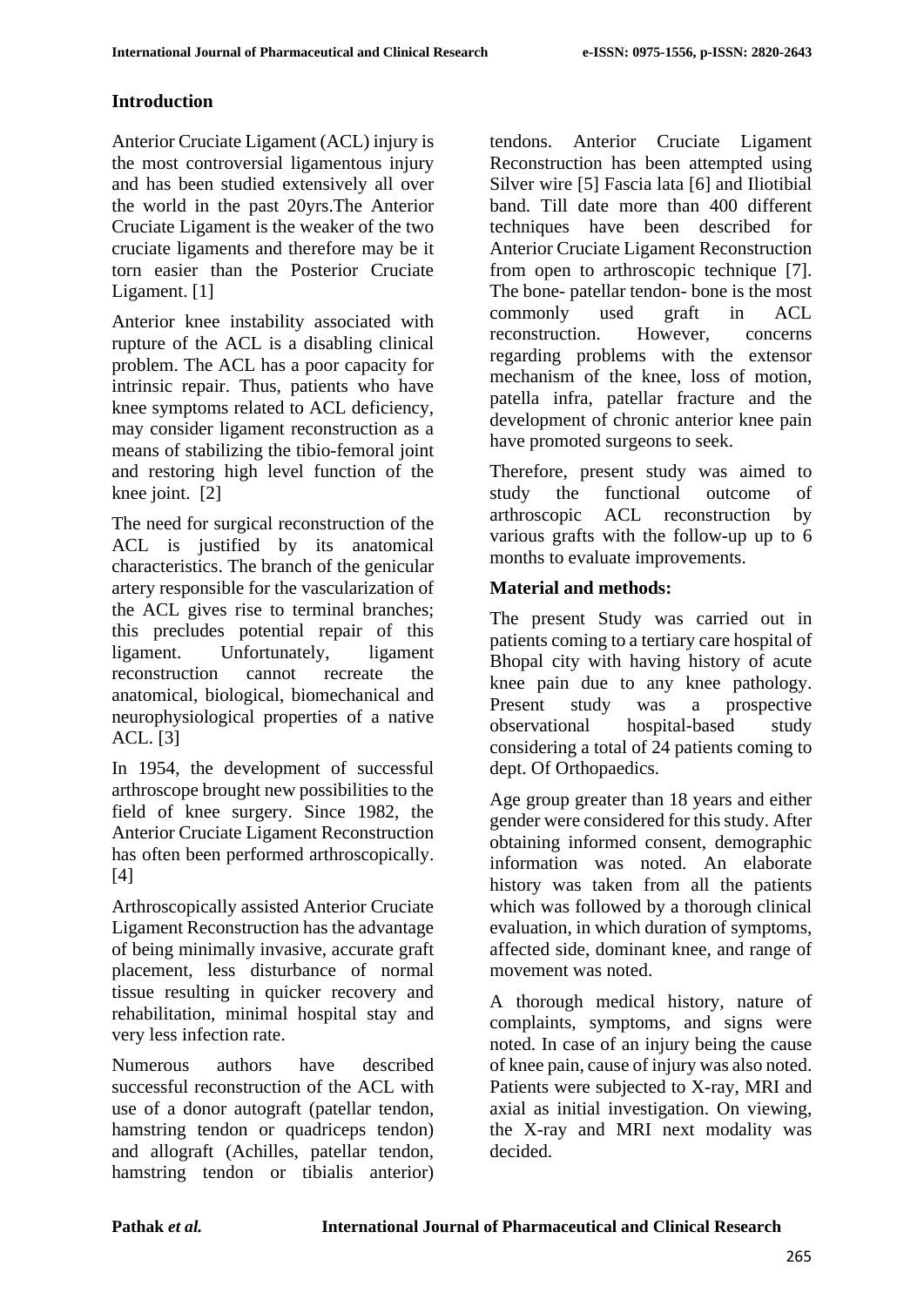## Introduction

Anterior Cruciate Ligament (ACL) injury is the most controversial ligamentous injury and has been studied extensively all over the world in the past 20yrs.The Anterior Cruciate Ligament is the weaker of the two cruciate ligaments and therefore may be it torn easier than the Posterior Cruciate Ligament. [1]

Anterior knee instability associated with rupture of the ACL is a disabling clinical problem. The ACL has a poor capacity for intrinsic repair. Thus, patients who have knee symptoms related to ACL deficiency, may consider ligament reconstruction as a means of stabilizing the tibio-femoral joint and restoring high level function of the knee joint. [2]

The need for surgical reconstruction of the ACL is justified by its anatomical characteristics. The branch of the genicular artery responsible for the vascularization of the ACL gives rise to terminal branches; this precludes potential repair of this ligament. Unfortunately, ligament reconstruction cannot recreate the anatomical, biological, biomechanical and neurophysiological properties of a native ACL. [3]

In 1954, the development of successful arthroscope brought new possibilities to the field of knee surgery. Since 1982, the Anterior Cruciate Ligament Reconstruction has often been performed arthroscopically. [4]

Arthroscopically assisted Anterior Cruciate Ligament Reconstruction has the advantage of being minimally invasive, accurate graft placement, less disturbance of normal tissue resulting in quicker recovery and rehabilitation, minimal hospital stay and very less infection rate.

Numerous authors have described successful reconstruction of the ACL with use of a donor autograft (patellar tendon, hamstring tendon or quadriceps tendon) and allograft (Achilles, patellar tendon, hamstring tendon or tibialis anterior) tendons. Anterior Cruciate Ligament Reconstruction has been attempted using Silver wire [5] Fascia lata [6] and Iliotibial band. Till date more than 400 different techniques have been described for Anterior Cruciate Ligament Reconstruction from open to arthroscopic technique [7]. The bone- patellar tendon- bone is the most commonly used graft in ACL reconstruction. However, concerns regarding problems with the extensor mechanism of the knee, loss of motion, patella infra, patellar fracture and the development of chronic anterior knee pain have promoted surgeons to seek.

Therefore, present study was aimed to study the functional outcome of arthroscopic ACL reconstruction by various grafts with the follow-up up to 6 months to evaluate improvements.

## Material and methods:

The present Study was carried out in patients coming to a tertiary care hospital of Bhopal city with having history of acute knee pain due to any knee pathology. Present study was a prospective observational hospital-based study considering a total of 24 patients coming to dept. Of Orthopaedics.

Age group greater than 18 years and either gender were considered for this study. After obtaining informed consent, demographic information was noted. An elaborate history was taken from all the patients which was followed by a thorough clinical evaluation, in which duration of symptoms, affected side, dominant knee, and range of movement was noted.

A thorough medical history, nature of complaints, symptoms, and signs were noted. In case of an injury being the cause of knee pain, cause of injury was also noted. Patients were subjected to X-ray, MRI and axial as initial investigation. On viewing, the X-ray and MRI next modality was decided.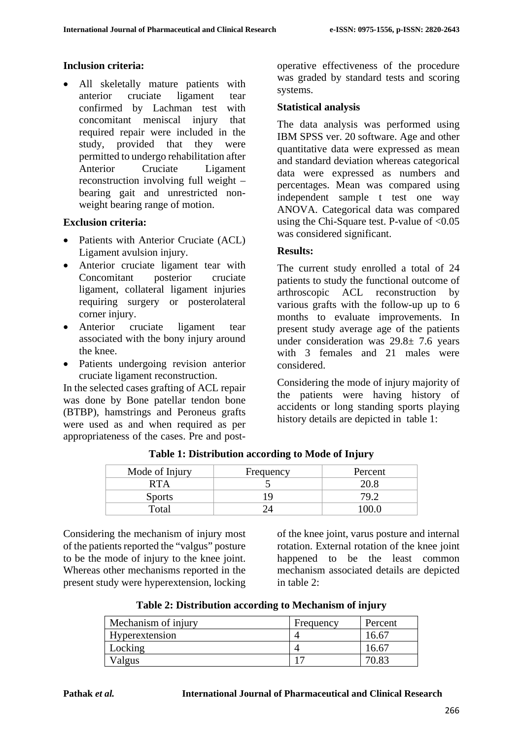**Inclusion criteria:**

- All skeletally mature patients with anterior cruciate ligament tear confirmed by Lachman test with concomitant meniscal injury that required repair were included in the study, provided that they were permitted to undergo rehabilitation after Anterior Cruciate Ligament reconstruction involving full weight – bearing gait and unrestricted non-weight bearing range of motion.

**Exclusion criteria:**

- Patients with Anterior Cruciate (ACL) Ligament avulsion injury.
- Anterior cruciate ligament tear with Concomitant posterior cruciate ligament, collateral ligament injuries requiring surgery or posterolateral corner injury.
- Anterior cruciate ligament tear associated with the bony injury around the knee.
- Patients undergoing revision anterior cruciate ligament reconstruction.

In the selected cases grafting of ACL repair was done by Bone patellar tendon bone (BTBP), hamstrings and Peroneus grafts were used as and when required as per appropriateness of the cases. Pre and post-operative effectiveness of the procedure was graded by standard tests and scoring systems.

**Statistical analysis**

The data analysis was performed using IBM SPSS ver. 20 software. Age and other quantitative data were expressed as mean and standard deviation whereas categorical data were expressed as numbers and percentages. Mean was compared using independent sample t test one way ANOVA. Categorical data was compared using the Chi-Square test. P-value of <0.05 was considered significant.

**Results:**

The current study enrolled a total of 24 patients to study the functional outcome of arthroscopic ACL reconstruction by various grafts with the follow-up up to 6 months to evaluate improvements. In present study average age of the patients under consideration was 29.8± 7.6 years with 3 females and 21 males were considered.

Considering the mode of injury majority of the patients were having history of accidents or long standing sports playing history details are depicted in table 1:

**Table 1: Distribution according to Mode of Injury**

| Mode of Injury | Frequency | Percent |
|---|---|---|
| RTA | 5 | 20.8 |
| Sports | 19 | 79.2 |
| Total | 24 | 100.0 |

Considering the mechanism of injury most of the patients reported the "valgus" posture to be the mode of injury to the knee joint. Whereas other mechanisms reported in the present study were hyperextension, locking of the knee joint, varus posture and internal rotation. External rotation of the knee joint happened to be the least common mechanism associated details are depicted in table 2:

**Table 2: Distribution according to Mechanism of injury**

| Mechanism of injury | Frequency | Percent |
|---|---|---|
| Hyperextension | 4 | 16.67 |
| Locking | 4 | 16.67 |
| Valgus | 17 | 70.83 |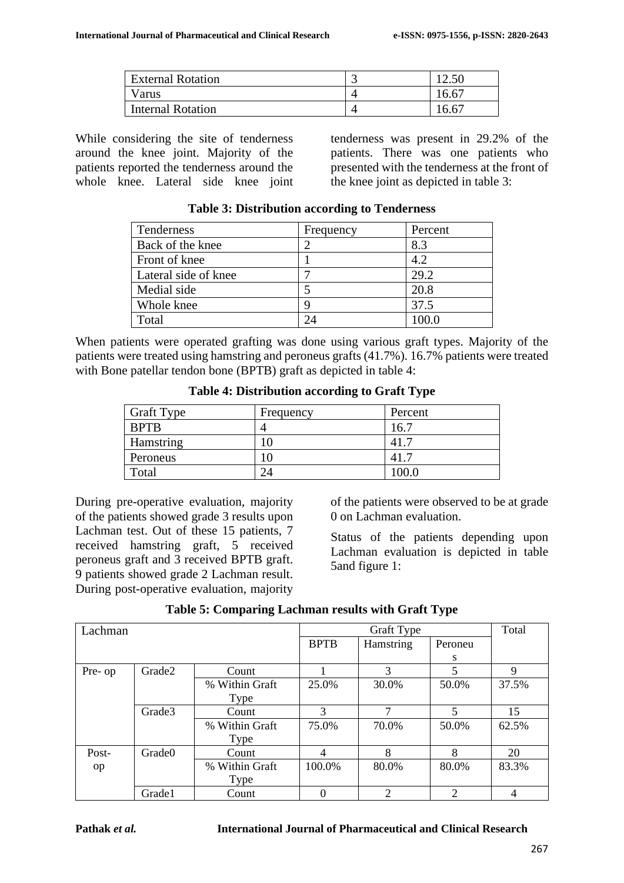| External Rotation | 3 | 12.50 |
|---|---|---|
| Varus | 4 | 16.67 |
| Internal Rotation | 4 | 16.67 |

While considering the site of tenderness around the knee joint. Majority of the patients reported the tenderness around the whole knee. Lateral side knee joint tenderness was present in 29.2% of the patients. There was one patients who presented with the tenderness at the front of the knee joint as depicted in table 3:

**Table 3: Distribution according to Tenderness**

| Tenderness | Frequency | Percent |
|---|---|---|
| Back of the knee | 2 | 8.3 |
| Front of knee | 1 | 4.2 |
| Lateral side of knee | 7 | 29.2 |
| Medial side | 5 | 20.8 |
| Whole knee | 9 | 37.5 |
| Total | 24 | 100.0 |

When patients were operated grafting was done using various graft types. Majority of the patients were treated using hamstring and peroneus grafts (41.7%). 16.7% patients were treated with Bone patellar tendon bone (BPTB) graft as depicted in table 4:

**Table 4: Distribution according to Graft Type**

| Graft Type | Frequency | Percent |
|---|---|---|
| BPTB | 4 | 16.7 |
| Hamstring | 10 | 41.7 |
| Peroneus | 10 | 41.7 |
| Total | 24 | 100.0 |

During pre-operative evaluation, majority of the patients showed grade 3 results upon Lachman test. Out of these 15 patients, 7 received hamstring graft, 5 received peroneus graft and 3 received BPTB graft. 9 patients showed grade 2 Lachman result. During post-operative evaluation, majority of the patients were observed to be at grade 0 on Lachman evaluation.

Status of the patients depending upon Lachman evaluation is depicted in table 5and figure 1:

**Table 5: Comparing Lachman results with Graft Type**

| Lachman | | | Graft Type | | | Total |
|---|---|---|---|---|---|---|
| | | | BPTB | Hamstring | Peroneus | |
| Pre- op | Grade2 | Count | 1 | 3 | 5 | 9 |
| | | % Within Graft Type | 25.0% | 30.0% | 50.0% | 37.5% |
| | Grade3 | Count | 3 | 7 | 5 | 15 |
| | | % Within Graft Type | 75.0% | 70.0% | 50.0% | 62.5% |
| Post-op | Grade0 | Count | 4 | 8 | 8 | 20 |
| | | % Within Graft Type | 100.0% | 80.0% | 80.0% | 83.3% |
| | Grade1 | Count | 0 | 2 | 2 | 4 |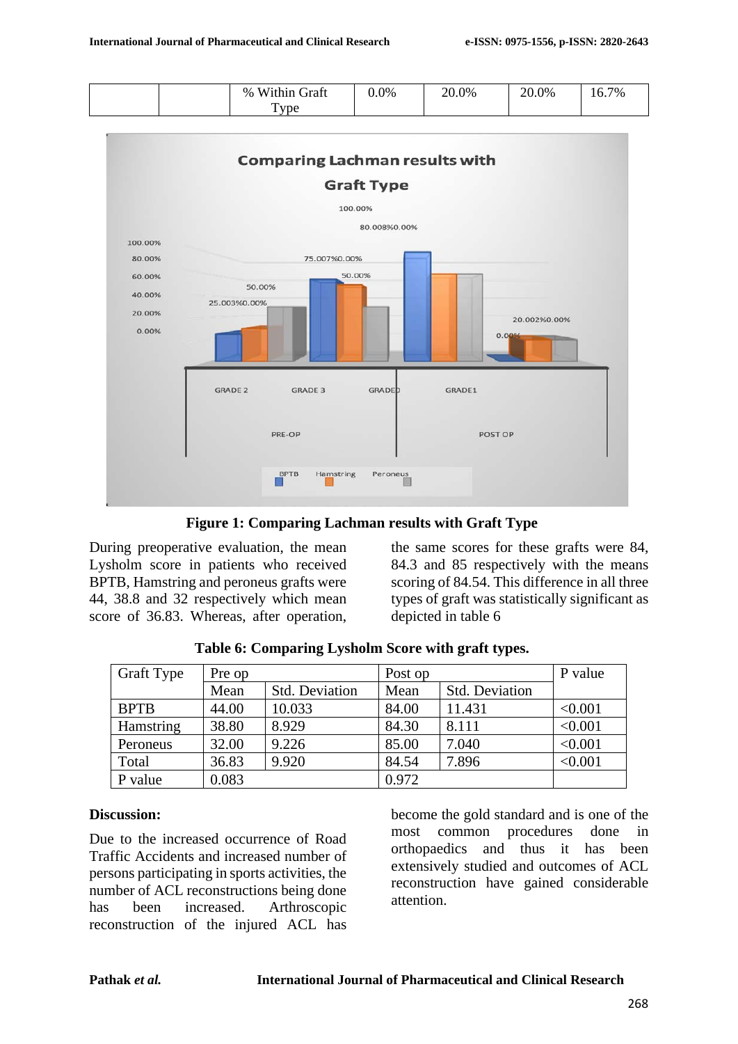|  |  | % Within Graft Type | 0.0% | 20.0% | 20.0% | 16.7% |
|---|---|---|---|---|---|---|

**Figure 1: Comparing Lachman results with Graft Type**

During preoperative evaluation, the mean Lysholm score in patients who received BPTB, Hamstring and peroneus grafts were 44, 38.8 and 32 respectively which mean score of 36.83. Whereas, after operation, the same scores for these grafts were 84, 84.3 and 85 respectively with the means scoring of 84.54. This difference in all three types of graft was statistically significant as depicted in table 6

**Table 6: Comparing Lysholm Score with graft types.**

| Graft Type | Pre op | | Post op | | P value |
|---|---|---|---|---|---|
| | Mean | Std. Deviation | Mean | Std. Deviation | |
| BPTB | 44.00 | 10.033 | 84.00 | 11.431 | <0.001 |
| Hamstring | 38.80 | 8.929 | 84.30 | 8.111 | <0.001 |
| Peroneus | 32.00 | 9.226 | 85.00 | 7.040 | <0.001 |
| Total | 36.83 | 9.920 | 84.54 | 7.896 | <0.001 |
| P value | 0.083 | | 0.972 | | |

## Discussion:

Due to the increased occurrence of Road Traffic Accidents and increased number of persons participating in sports activities, the number of ACL reconstructions being done has been increased. Arthroscopic reconstruction of the injured ACL has become the gold standard and is one of the most common procedures done in orthopaedics and thus it has been extensively studied and outcomes of ACL reconstruction have gained considerable attention.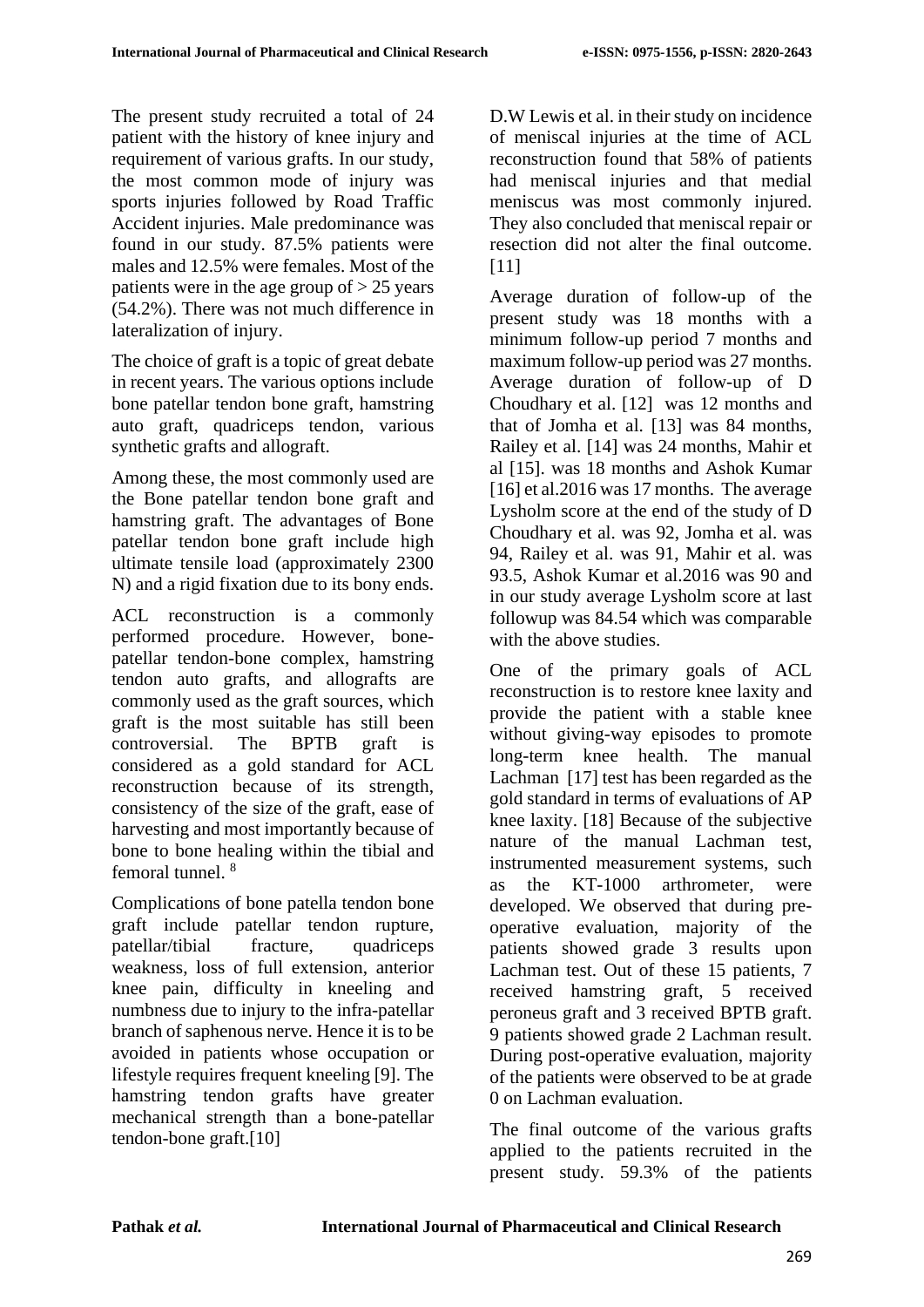The present study recruited a total of 24 patient with the history of knee injury and requirement of various grafts. In our study, the most common mode of injury was sports injuries followed by Road Traffic Accident injuries. Male predominance was found in our study. 87.5% patients were males and 12.5% were females. Most of the patients were in the age group of > 25 years (54.2%). There was not much difference in lateralization of injury.

The choice of graft is a topic of great debate in recent years. The various options include bone patellar tendon bone graft, hamstring auto graft, quadriceps tendon, various synthetic grafts and allograft.

Among these, the most commonly used are the Bone patellar tendon bone graft and hamstring graft. The advantages of Bone patellar tendon bone graft include high ultimate tensile load (approximately 2300 N) and a rigid fixation due to its bony ends.

ACL reconstruction is a commonly performed procedure. However, bone-patellar tendon-bone complex, hamstring tendon auto grafts, and allografts are commonly used as the graft sources, which graft is the most suitable has still been controversial. The BPTB graft is considered as a gold standard for ACL reconstruction because of its strength, consistency of the size of the graft, ease of harvesting and most importantly because of bone to bone healing within the tibial and femoral tunnel. [8]

Complications of bone patella tendon bone graft include patellar tendon rupture, patellar/tibial fracture, quadriceps weakness, loss of full extension, anterior knee pain, difficulty in kneeling and numbness due to injury to the infra-patellar branch of saphenous nerve. Hence it is to be avoided in patients whose occupation or lifestyle requires frequent kneeling [9]. The hamstring tendon grafts have greater mechanical strength than a bone-patellar tendon-bone graft.[10]

D.W Lewis et al. in their study on incidence of meniscal injuries at the time of ACL reconstruction found that 58% of patients had meniscal injuries and that medial meniscus was most commonly injured. They also concluded that meniscal repair or resection did not alter the final outcome. [11]

Average duration of follow-up of the present study was 18 months with a minimum follow-up period 7 months and maximum follow-up period was 27 months. Average duration of follow-up of D Choudhary et al. [12] was 12 months and that of Jomha et al. [13] was 84 months, Railey et al. [14] was 24 months, Mahir et al [15]. was 18 months and Ashok Kumar [16] et al.2016 was 17 months. The average Lysholm score at the end of the study of D Choudhary et al. was 92, Jomha et al. was 94, Railey et al. was 91, Mahir et al. was 93.5, Ashok Kumar et al.2016 was 90 and in our study average Lysholm score at last followup was 84.54 which was comparable with the above studies.

One of the primary goals of ACL reconstruction is to restore knee laxity and provide the patient with a stable knee without giving-way episodes to promote long-term knee health. The manual Lachman [17] test has been regarded as the gold standard in terms of evaluations of AP knee laxity. [18] Because of the subjective nature of the manual Lachman test, instrumented measurement systems, such as the KT-1000 arthrometer, were developed. We observed that during pre-operative evaluation, majority of the patients showed grade 3 results upon Lachman test. Out of these 15 patients, 7 received hamstring graft, 5 received peroneus graft and 3 received BPTB graft. 9 patients showed grade 2 Lachman result. During post-operative evaluation, majority of the patients were observed to be at grade 0 on Lachman evaluation.

The final outcome of the various grafts applied to the patients recruited in the present study. 59.3% of the patients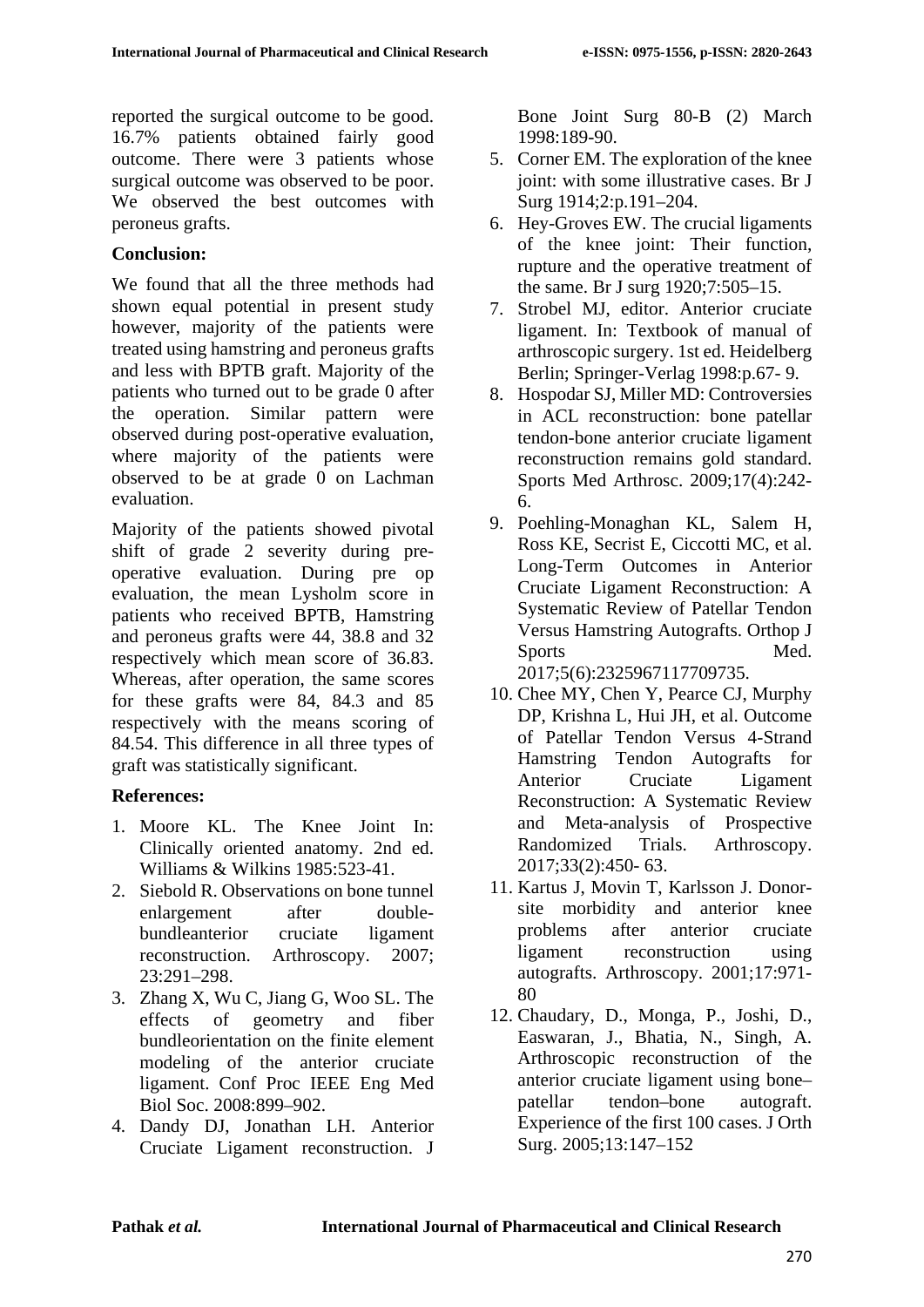reported the surgical outcome to be good. 16.7% patients obtained fairly good outcome. There were 3 patients whose surgical outcome was observed to be poor. We observed the best outcomes with peroneus grafts.

**Conclusion:**

We found that all the three methods had shown equal potential in present study however, majority of the patients were treated using hamstring and peroneus grafts and less with BPTB graft. Majority of the patients who turned out to be grade 0 after the operation. Similar pattern were observed during post-operative evaluation, where majority of the patients were observed to be at grade 0 on Lachman evaluation.

Majority of the patients showed pivotal shift of grade 2 severity during pre-operative evaluation. During pre op evaluation, the mean Lysholm score in patients who received BPTB, Hamstring and peroneus grafts were 44, 38.8 and 32 respectively which mean score of 36.83. Whereas, after operation, the same scores for these grafts were 84, 84.3 and 85 respectively with the means scoring of 84.54. This difference in all three types of graft was statistically significant.

**References:**

1. Moore KL. The Knee Joint In: Clinically oriented anatomy. 2nd ed. Williams & Wilkins 1985:523-41.
2. Siebold R. Observations on bone tunnel enlargement after double-bundleanterior cruciate ligament reconstruction. Arthroscopy. 2007; 23:291–298.
3. Zhang X, Wu C, Jiang G, Woo SL. The effects of geometry and fiber bundleorientation on the finite element modeling of the anterior cruciate ligament. Conf Proc IEEE Eng Med Biol Soc. 2008:899–902.
4. Dandy DJ, Jonathan LH. Anterior Cruciate Ligament reconstruction. J Bone Joint Surg 80-B (2) March 1998:189-90.
5. Corner EM. The exploration of the knee joint: with some illustrative cases. Br J Surg 1914;2:p.191–204.
6. Hey-Groves EW. The crucial ligaments of the knee joint: Their function, rupture and the operative treatment of the same. Br J surg 1920;7:505–15.
7. Strobel MJ, editor. Anterior cruciate ligament. In: Textbook of manual of arthroscopic surgery. 1st ed. Heidelberg Berlin; Springer-Verlag 1998:p.67- 9.
8. Hospodar SJ, Miller MD: Controversies in ACL reconstruction: bone patellar tendon-bone anterior cruciate ligament reconstruction remains gold standard. Sports Med Arthrosc. 2009;17(4):242-6.
9. Poehling-Monaghan KL, Salem H, Ross KE, Secrist E, Ciccotti MC, et al. Long-Term Outcomes in Anterior Cruciate Ligament Reconstruction: A Systematic Review of Patellar Tendon Versus Hamstring Autografts. Orthop J Sports Med. 2017;5(6):2325967117709735.
10. Chee MY, Chen Y, Pearce CJ, Murphy DP, Krishna L, Hui JH, et al. Outcome of Patellar Tendon Versus 4-Strand Hamstring Tendon Autografts for Anterior Cruciate Ligament Reconstruction: A Systematic Review and Meta-analysis of Prospective Randomized Trials. Arthroscopy. 2017;33(2):450- 63.
11. Kartus J, Movin T, Karlsson J. Donor-site morbidity and anterior knee problems after anterior cruciate ligament reconstruction using autografts. Arthroscopy. 2001;17:971-80
12. Chaudary, D., Monga, P., Joshi, D., Easwaran, J., Bhatia, N., Singh, A. Arthroscopic reconstruction of the anterior cruciate ligament using bone–patellar tendon–bone autograft. Experience of the first 100 cases. J Orth Surg. 2005;13:147–152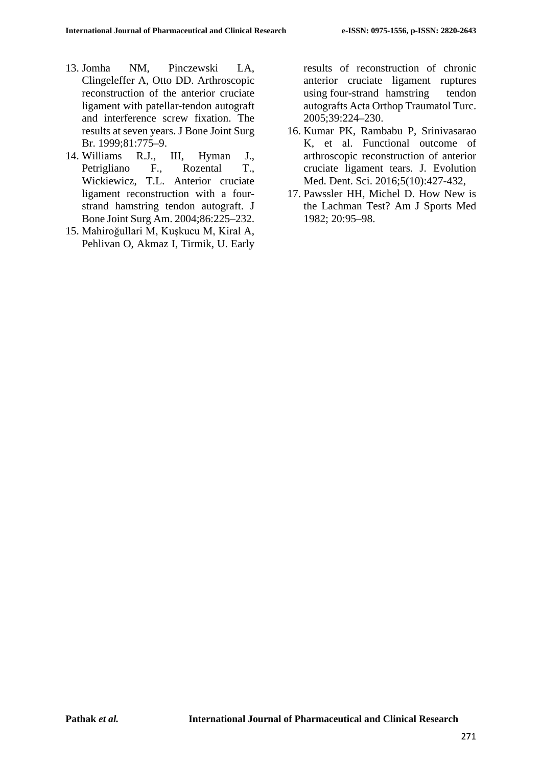13. Jomha NM, Pinczewski LA, Clingeleffer A, Otto DD. Arthroscopic reconstruction of the anterior cruciate ligament with patellar-tendon autograft and interference screw fixation. The results at seven years. J Bone Joint Surg Br. 1999;81:775–9.
14. Williams R.J., III, Hyman J., Petrigliano F., Rozental T., Wickiewicz, T.L. Anterior cruciate ligament reconstruction with a four-strand hamstring tendon autograft. J Bone Joint Surg Am. 2004;86:225–232.
15. Mahiroğullari M, Kuşkucu M, Kiral A, Pehlivan O, Akmaz I, Tirmik, U. Early results of reconstruction of chronic anterior cruciate ligament ruptures using four-strand hamstring tendon autografts Acta Orthop Traumatol Turc. 2005;39:224–230.
16. Kumar PK, Rambabu P, Srinivasarao K, et al. Functional outcome of arthroscopic reconstruction of anterior cruciate ligament tears. J. Evolution Med. Dent. Sci. 2016;5(10):427-432,
17. Pawssler HH, Michel D. How New is the Lachman Test? Am J Sports Med 1982; 20:95–98.